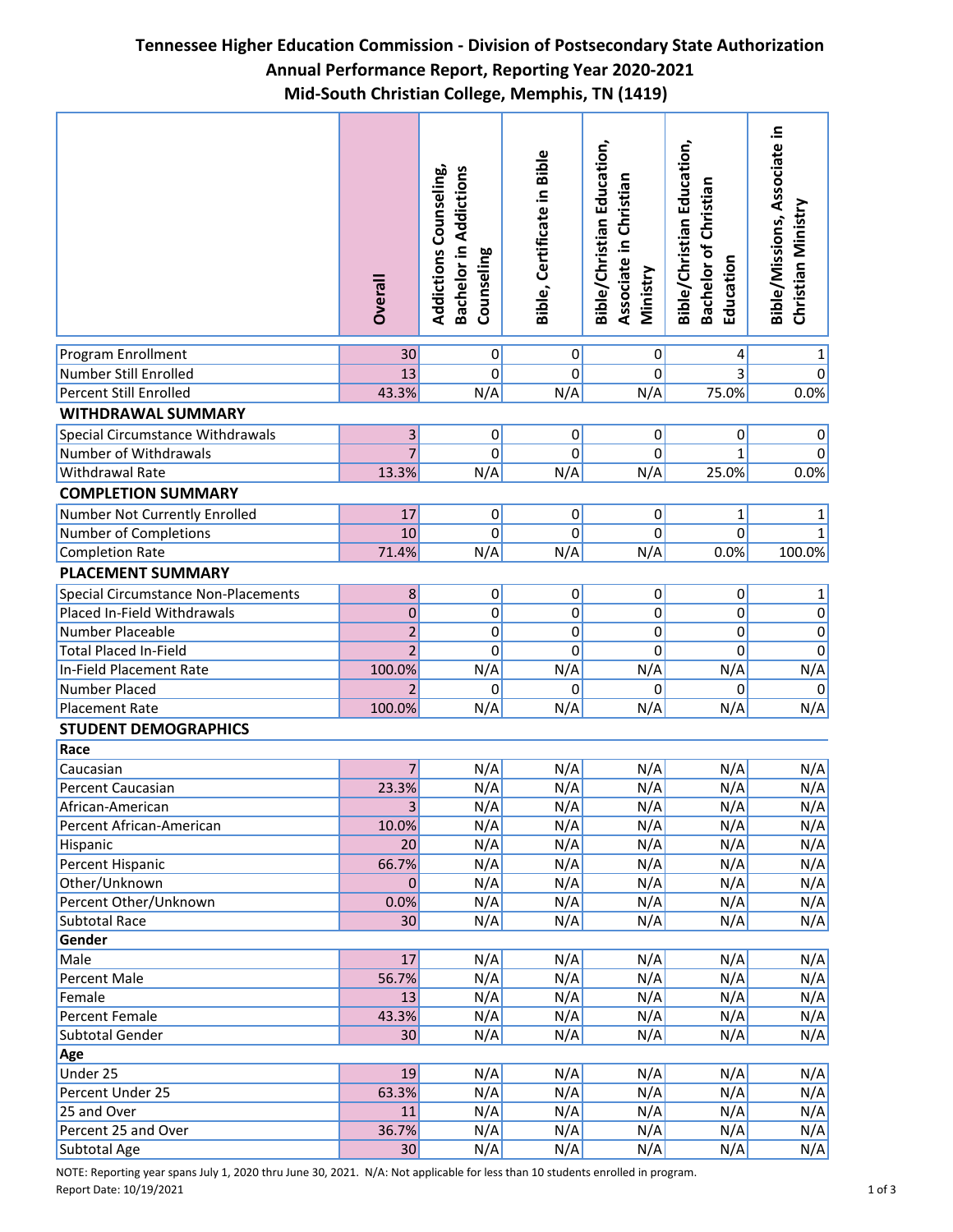# Tennessee Higher Education Commission - Division of Postsecondary State Authorization
## Annual Performance Report, Reporting Year 2020-2021
## Mid-South Christian College, Memphis, TN (1419)

| | Overall | Addictions Counseling, Bachelor in Addictions Counseling | Bible, Certificate in Bible | Bible/Christian Education, Associate in Christian Ministry | Bible/Christian Education, Bachelor of Christian Education | Bible/Missions, Associate in Christian Ministry |
|---|---|---|---|---|---|---|
| Program Enrollment | 30 | 0 | 0 | 0 | 4 | 1 |
| Number Still Enrolled | 13 | 0 | 0 | 0 | 3 | 0 |
| Percent Still Enrolled | 43.3% | N/A | N/A | N/A | 75.0% | 0.0% |
| **WITHDRAWAL SUMMARY** | | | | | | |
| Special Circumstance Withdrawals | 3 | 0 | 0 | 0 | 0 | 0 |
| Number of Withdrawals | 7 | 0 | 0 | 0 | 1 | 0 |
| Withdrawal Rate | 13.3% | N/A | N/A | N/A | 25.0% | 0.0% |
| **COMPLETION SUMMARY** | | | | | | |
| Number Not Currently Enrolled | 17 | 0 | 0 | 0 | 1 | 1 |
| Number of Completions | 10 | 0 | 0 | 0 | 0 | 1 |
| Completion Rate | 71.4% | N/A | N/A | N/A | 0.0% | 100.0% |
| **PLACEMENT SUMMARY** | | | | | | |
| Special Circumstance Non-Placements | 8 | 0 | 0 | 0 | 0 | 1 |
| Placed In-Field Withdrawals | 0 | 0 | 0 | 0 | 0 | 0 |
| Number Placeable | 2 | 0 | 0 | 0 | 0 | 0 |
| Total Placed In-Field | 2 | 0 | 0 | 0 | 0 | 0 |
| In-Field Placement Rate | 100.0% | N/A | N/A | N/A | N/A | N/A |
| Number Placed | 2 | 0 | 0 | 0 | 0 | 0 |
| Placement Rate | 100.0% | N/A | N/A | N/A | N/A | N/A |
| **STUDENT DEMOGRAPHICS** | | | | | | |
| **Race** | | | | | | |
| Caucasian | 7 | N/A | N/A | N/A | N/A | N/A |
| Percent Caucasian | 23.3% | N/A | N/A | N/A | N/A | N/A |
| African-American | 3 | N/A | N/A | N/A | N/A | N/A |
| Percent African-American | 10.0% | N/A | N/A | N/A | N/A | N/A |
| Hispanic | 20 | N/A | N/A | N/A | N/A | N/A |
| Percent Hispanic | 66.7% | N/A | N/A | N/A | N/A | N/A |
| Other/Unknown | 0 | N/A | N/A | N/A | N/A | N/A |
| Percent Other/Unknown | 0.0% | N/A | N/A | N/A | N/A | N/A |
| Subtotal Race | 30 | N/A | N/A | N/A | N/A | N/A |
| **Gender** | | | | | | |
| Male | 17 | N/A | N/A | N/A | N/A | N/A |
| Percent Male | 56.7% | N/A | N/A | N/A | N/A | N/A |
| Female | 13 | N/A | N/A | N/A | N/A | N/A |
| Percent Female | 43.3% | N/A | N/A | N/A | N/A | N/A |
| Subtotal Gender | 30 | N/A | N/A | N/A | N/A | N/A |
| **Age** | | | | | | |
| Under 25 | 19 | N/A | N/A | N/A | N/A | N/A |
| Percent Under 25 | 63.3% | N/A | N/A | N/A | N/A | N/A |
| 25 and Over | 11 | N/A | N/A | N/A | N/A | N/A |
| Percent 25 and Over | 36.7% | N/A | N/A | N/A | N/A | N/A |
| Subtotal Age | 30 | N/A | N/A | N/A | N/A | N/A |

NOTE: Reporting year spans July 1, 2020 thru June 30, 2021. N/A: Not applicable for less than 10 students enrolled in program.

Report Date: 10/19/2021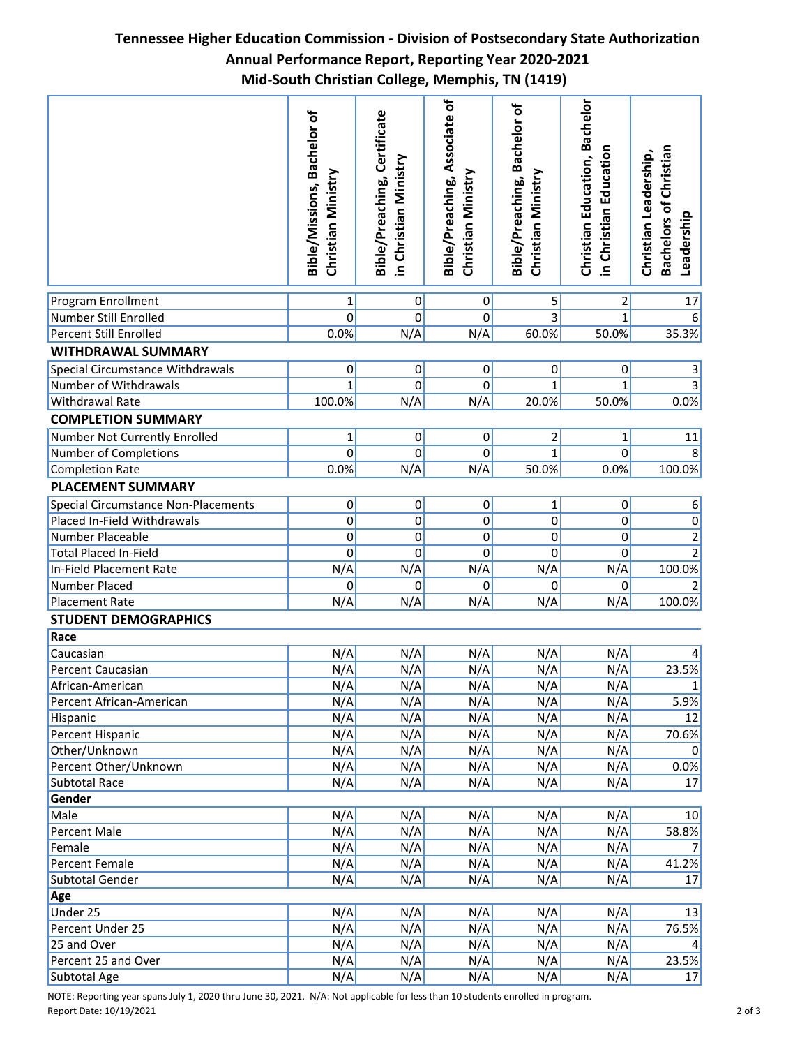# Tennessee Higher Education Commission - Division of Postsecondary State Authorization
## Annual Performance Report, Reporting Year 2020-2021
## Mid-South Christian College, Memphis, TN (1419)

| | Bible/Missions, Bachelor of Christian Ministry | Bible/Preaching, Certificate in Christian Ministry | Bible/Preaching, Associate of Christian Ministry | Bible/Preaching, Bachelor of Christian Ministry | Christian Education, Bachelor in Christian Education | Christian Leadership, Bachelors of Christian Leadership |
|---|---|---|---|---|---|---|
| Program Enrollment | 1 | 0 | 0 | 5 | 2 | 17 |
| Number Still Enrolled | 0 | 0 | 0 | 3 | 1 | 6 |
| Percent Still Enrolled | 0.0% | N/A | N/A | 60.0% | 50.0% | 35.3% |
| **WITHDRAWAL SUMMARY** | | | | | | |
| Special Circumstance Withdrawals | 0 | 0 | 0 | 0 | 0 | 3 |
| Number of Withdrawals | 1 | 0 | 0 | 1 | 1 | 3 |
| Withdrawal Rate | 100.0% | N/A | N/A | 20.0% | 50.0% | 0.0% |
| **COMPLETION SUMMARY** | | | | | | |
| Number Not Currently Enrolled | 1 | 0 | 0 | 2 | 1 | 11 |
| Number of Completions | 0 | 0 | 0 | 1 | 0 | 8 |
| Completion Rate | 0.0% | N/A | N/A | 50.0% | 0.0% | 100.0% |
| **PLACEMENT SUMMARY** | | | | | | |
| Special Circumstance Non-Placements | 0 | 0 | 0 | 1 | 0 | 6 |
| Placed In-Field Withdrawals | 0 | 0 | 0 | 0 | 0 | 0 |
| Number Placeable | 0 | 0 | 0 | 0 | 0 | 2 |
| Total Placed In-Field | 0 | 0 | 0 | 0 | 0 | 2 |
| In-Field Placement Rate | N/A | N/A | N/A | N/A | N/A | 100.0% |
| Number Placed | 0 | 0 | 0 | 0 | 0 | 2 |
| Placement Rate | N/A | N/A | N/A | N/A | N/A | 100.0% |
| **STUDENT DEMOGRAPHICS** | | | | | | |
| **Race** | | | | | | |
| Caucasian | N/A | N/A | N/A | N/A | N/A | 4 |
| Percent Caucasian | N/A | N/A | N/A | N/A | N/A | 23.5% |
| African-American | N/A | N/A | N/A | N/A | N/A | 1 |
| Percent African-American | N/A | N/A | N/A | N/A | N/A | 5.9% |
| Hispanic | N/A | N/A | N/A | N/A | N/A | 12 |
| Percent Hispanic | N/A | N/A | N/A | N/A | N/A | 70.6% |
| Other/Unknown | N/A | N/A | N/A | N/A | N/A | 0 |
| Percent Other/Unknown | N/A | N/A | N/A | N/A | N/A | 0.0% |
| Subtotal Race | N/A | N/A | N/A | N/A | N/A | 17 |
| **Gender** | | | | | | |
| Male | N/A | N/A | N/A | N/A | N/A | 10 |
| Percent Male | N/A | N/A | N/A | N/A | N/A | 58.8% |
| Female | N/A | N/A | N/A | N/A | N/A | 7 |
| Percent Female | N/A | N/A | N/A | N/A | N/A | 41.2% |
| Subtotal Gender | N/A | N/A | N/A | N/A | N/A | 17 |
| **Age** | | | | | | |
| Under 25 | N/A | N/A | N/A | N/A | N/A | 13 |
| Percent Under 25 | N/A | N/A | N/A | N/A | N/A | 76.5% |
| 25 and Over | N/A | N/A | N/A | N/A | N/A | 4 |
| Percent 25 and Over | N/A | N/A | N/A | N/A | N/A | 23.5% |
| Subtotal Age | N/A | N/A | N/A | N/A | N/A | 17 |

NOTE: Reporting year spans July 1, 2020 thru June 30, 2021. N/A: Not applicable for less than 10 students enrolled in program.

Report Date: 10/19/2021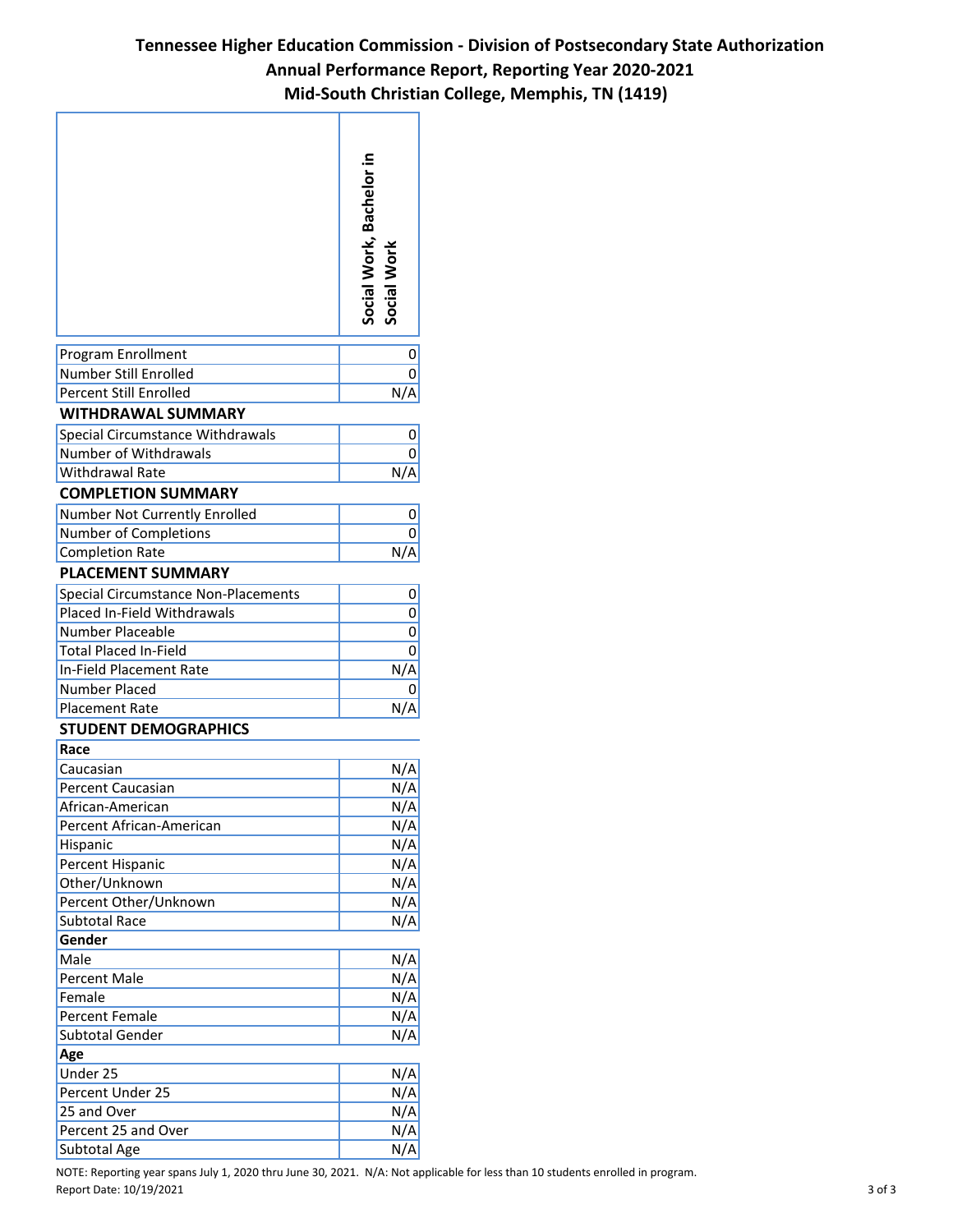# Tennessee Higher Education Commission - Division of Postsecondary State Authorization
## Annual Performance Report, Reporting Year 2020-2021
## Mid-South Christian College, Memphis, TN (1419)

| | Social Work, Bachelor in Social Work |
|---|---|
| Program Enrollment | 0 |
| Number Still Enrolled | 0 |
| Percent Still Enrolled | N/A |
| **WITHDRAWAL SUMMARY** | |
| Special Circumstance Withdrawals | 0 |
| Number of Withdrawals | 0 |
| Withdrawal Rate | N/A |
| **COMPLETION SUMMARY** | |
| Number Not Currently Enrolled | 0 |
| Number of Completions | 0 |
| Completion Rate | N/A |
| **PLACEMENT SUMMARY** | |
| Special Circumstance Non-Placements | 0 |
| Placed In-Field Withdrawals | 0 |
| Number Placeable | 0 |
| Total Placed In-Field | 0 |
| In-Field Placement Rate | N/A |
| Number Placed | 0 |
| Placement Rate | N/A |
| **STUDENT DEMOGRAPHICS** | |
| **Race** | |
| Caucasian | N/A |
| Percent Caucasian | N/A |
| African-American | N/A |
| Percent African-American | N/A |
| Hispanic | N/A |
| Percent Hispanic | N/A |
| Other/Unknown | N/A |
| Percent Other/Unknown | N/A |
| Subtotal Race | N/A |
| **Gender** | |
| Male | N/A |
| Percent Male | N/A |
| Female | N/A |
| Percent Female | N/A |
| Subtotal Gender | N/A |
| **Age** | |
| Under 25 | N/A |
| Percent Under 25 | N/A |
| 25 and Over | N/A |
| Percent 25 and Over | N/A |
| Subtotal Age | N/A |

NOTE: Reporting year spans July 1, 2020 thru June 30, 2021. N/A: Not applicable for less than 10 students enrolled in program.

Report Date: 10/19/2021